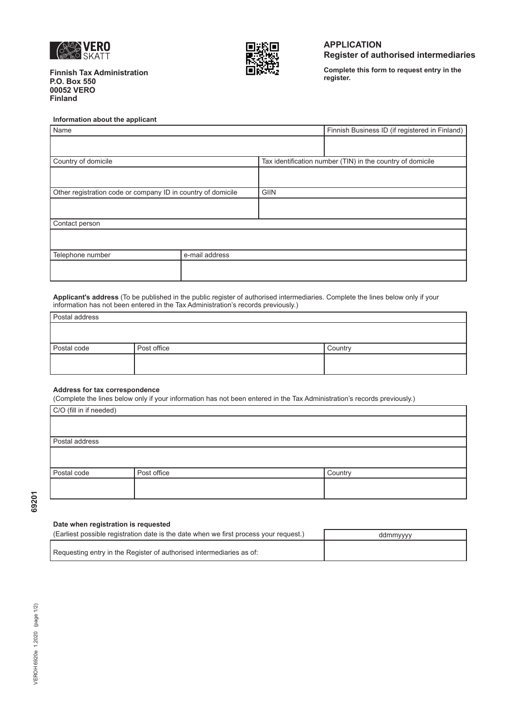**Finnish Tax Administration**
**P.O. Box 550**
**00052 VERO**
**Finland**

## APPLICATION
## Register of authorised intermediaries

**Complete this form to request entry in the register.**

### Information about the applicant

| Name | | Finnish Business ID (if registered in Finland) |
|---|---|---|
| | | |
| Country of domicile | Tax identification number (TIN) in the country of domicile | |
| | | |
| Other registration code or company ID in country of domicile | GIIN | |
| | | |
| Contact person | | |
| | | |
| Telephone number | e-mail address | |
| | | |

**Applicant's address** (To be published in the public register of authorised intermediaries. Complete the lines below only if your information has not been entered in the Tax Administration's records previously.)

| Postal address | | |
|---|---|---|
| | | |
| Postal code | Post office | Country |
| | | |

**Address for tax correspondence**
(Complete the lines below only if your information has not been entered in the Tax Administration's records previously.)

| C/O (fill in if needed) | | |
|---|---|---|
| | | |
| Postal address | | |
| | | |
| Postal code | Post office | Country |
| | | |

**Date when registration is requested**

| (Earliest possible registration date is the date when we first process your request.) | ddmmyyyy |
|---|---|
| Requesting entry in the Register of authorised intermediaries as of: | |

69201

VEROH 6920e 1.2020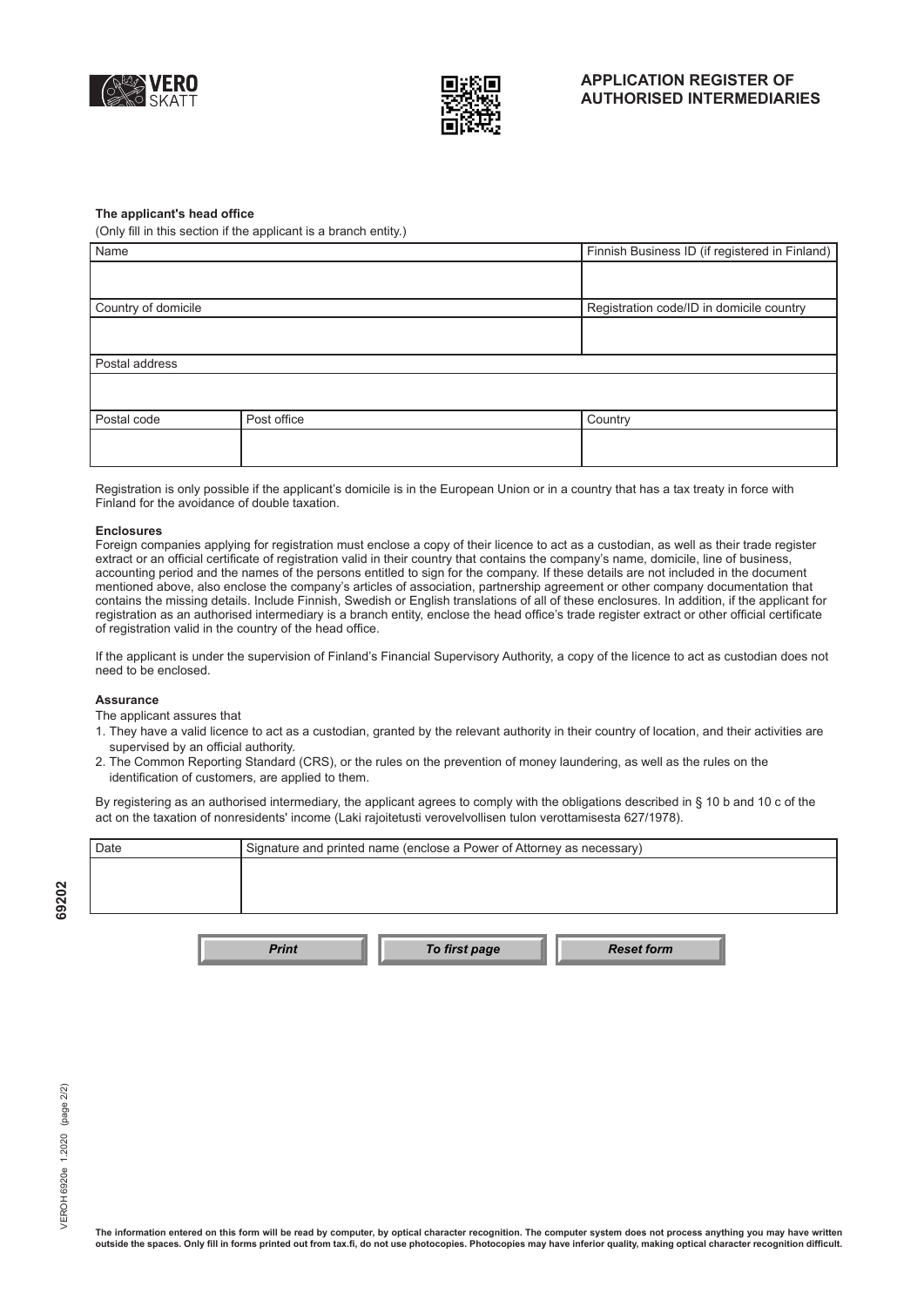## APPLICATION REGISTER OF AUTHORISED INTERMEDIARIES

**The applicant's head office**

(Only fill in this section if the applicant is a branch entity.)

| Name | | Finnish Business ID (if registered in Finland) |
|---|---|---|
| | | |
| Country of domicile | | Registration code/ID in domicile country |
| | | |
| Postal address | | |
| | | |
| Postal code | Post office | Country |
| | | |

Registration is only possible if the applicant's domicile is in the European Union or in a country that has a tax treaty in force with Finland for the avoidance of double taxation.

**Enclosures**

Foreign companies applying for registration must enclose a copy of their licence to act as a custodian, as well as their trade register extract or an official certificate of registration valid in their country that contains the company's name, domicile, line of business, accounting period and the names of the persons entitled to sign for the company. If these details are not included in the document mentioned above, also enclose the company's articles of association, partnership agreement or other company documentation that contains the missing details. Include Finnish, Swedish or English translations of all of these enclosures. In addition, if the applicant for registration as an authorised intermediary is a branch entity, enclose the head office's trade register extract or other official certificate of registration valid in the country of the head office.

If the applicant is under the supervision of Finland's Financial Supervisory Authority, a copy of the licence to act as custodian does not need to be enclosed.

**Assurance**

The applicant assures that

1. They have a valid licence to act as a custodian, granted by the relevant authority in their country of location, and their activities are supervised by an official authority.
2. The Common Reporting Standard (CRS), or the rules on the prevention of money laundering, as well as the rules on the identification of customers, are applied to them.

By registering as an authorised intermediary, the applicant agrees to comply with the obligations described in § 10 b and 10 c of the act on the taxation of nonresidents' income (Laki rajoitetusti verovelvollisen tulon verottamisesta 627/1978).

| Date | Signature and printed name (enclose a Power of Attorney as necessary) |
|---|---|
| | |

69202

VEROH 6920e 1.2020

The information entered on this form will be read by computer, by optical character recognition. The computer system does not process anything you may have written outside the spaces. Only fill in forms printed out from tax.fi, do not use photocopies. Photocopies may have inferior quality, making optical character recognition difficult.